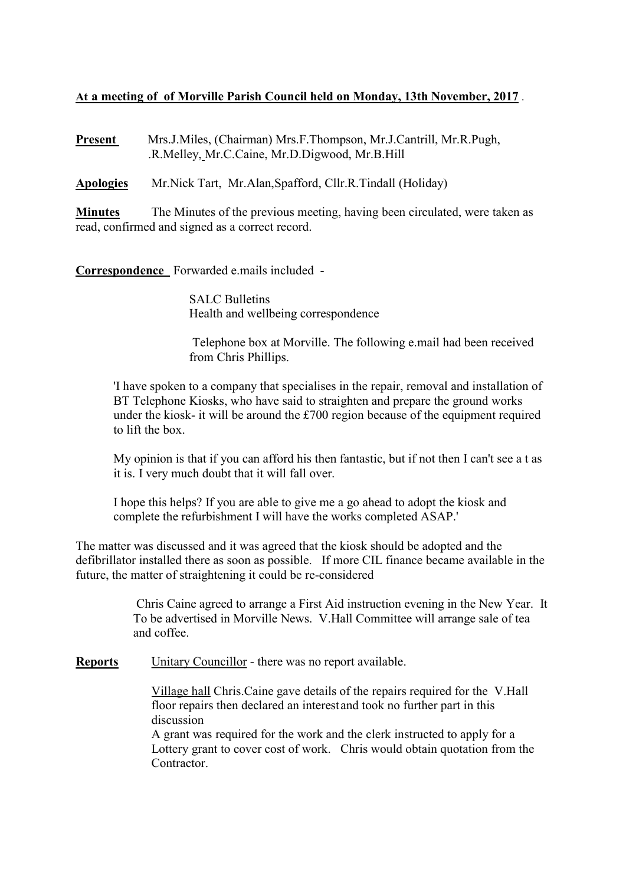**At a meeting of of Morville Parish Council held on Monday, 13th November, 2017** .

**Present** Mrs.J.Miles, (Chairman) Mrs.F.Thompson, Mr.J.Cantrill, Mr.R.Pugh, .R.Melley, Mr.C.Caine, Mr.D.Digwood, Mr.B.Hill

**Apologies** Mr.Nick Tart, Mr.Alan,Spafford, Cllr.R.Tindall (Holiday)

**Minutes** The Minutes of the previous meeting, having been circulated, were taken as read, confirmed and signed as a correct record.

**Correspondence** Forwarded e.mails included -

SALC Bulletins
Health and wellbeing correspondence

Telephone box at Morville. The following e.mail had been received from Chris Phillips.

'I have spoken to a company that specialises in the repair, removal and installation of BT Telephone Kiosks, who have said to straighten and prepare the ground works under the kiosk- it will be around the £700 region because of the equipment required to lift the box.

My opinion is that if you can afford his then fantastic, but if not then I can't see a t as it is. I very much doubt that it will fall over.

I hope this helps? If you are able to give me a go ahead to adopt the kiosk and complete the refurbishment I will have the works completed ASAP.'

The matter was discussed and it was agreed that the kiosk should be adopted and the defibrillator installed there as soon as possible. If more CIL finance became available in the future, the matter of straightening it could be re-considered

Chris Caine agreed to arrange a First Aid instruction evening in the New Year. It To be advertised in Morville News. V.Hall Committee will arrange sale of tea and coffee.

**Reports** Unitary Councillor - there was no report available.

Village hall Chris.Caine gave details of the repairs required for the V.Hall floor repairs then declared an interest and took no further part in this discussion
A grant was required for the work and the clerk instructed to apply for a Lottery grant to cover cost of work. Chris would obtain quotation from the Contractor.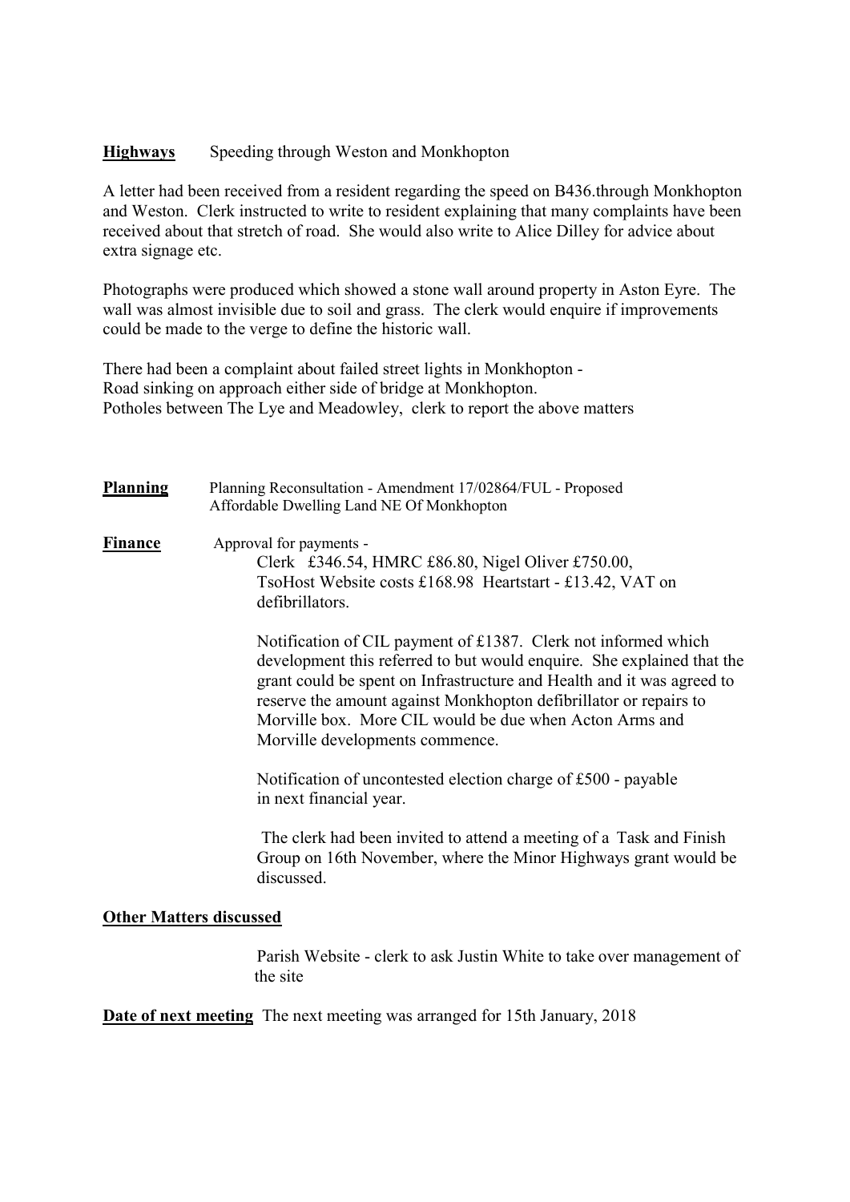**Highways** Speeding through Weston and Monkhopton

A letter had been received from a resident regarding the speed on B436.through Monkhopton and Weston. Clerk instructed to write to resident explaining that many complaints have been received about that stretch of road. She would also write to Alice Dilley for advice about extra signage etc.

Photographs were produced which showed a stone wall around property in Aston Eyre. The wall was almost invisible due to soil and grass. The clerk would enquire if improvements could be made to the verge to define the historic wall.

There had been a complaint about failed street lights in Monkhopton -
Road sinking on approach either side of bridge at Monkhopton.
Potholes between The Lye and Meadowley, clerk to report the above matters

**Planning** Planning Reconsultation - Amendment 17/02864/FUL - Proposed Affordable Dwelling Land NE Of Monkhopton

**Finance** Approval for payments -

Clerk £346.54, HMRC £86.80, Nigel Oliver £750.00, TsoHost Website costs £168.98 Heartstart - £13.42, VAT on defibrillators.

Notification of CIL payment of £1387. Clerk not informed which development this referred to but would enquire. She explained that the grant could be spent on Infrastructure and Health and it was agreed to reserve the amount against Monkhopton defibrillator or repairs to Morville box. More CIL would be due when Acton Arms and Morville developments commence.

Notification of uncontested election charge of £500 - payable in next financial year.

The clerk had been invited to attend a meeting of a Task and Finish Group on 16th November, where the Minor Highways grant would be discussed.

**Other Matters discussed**

Parish Website - clerk to ask Justin White to take over management of the site

**Date of next meeting** The next meeting was arranged for 15th January, 2018